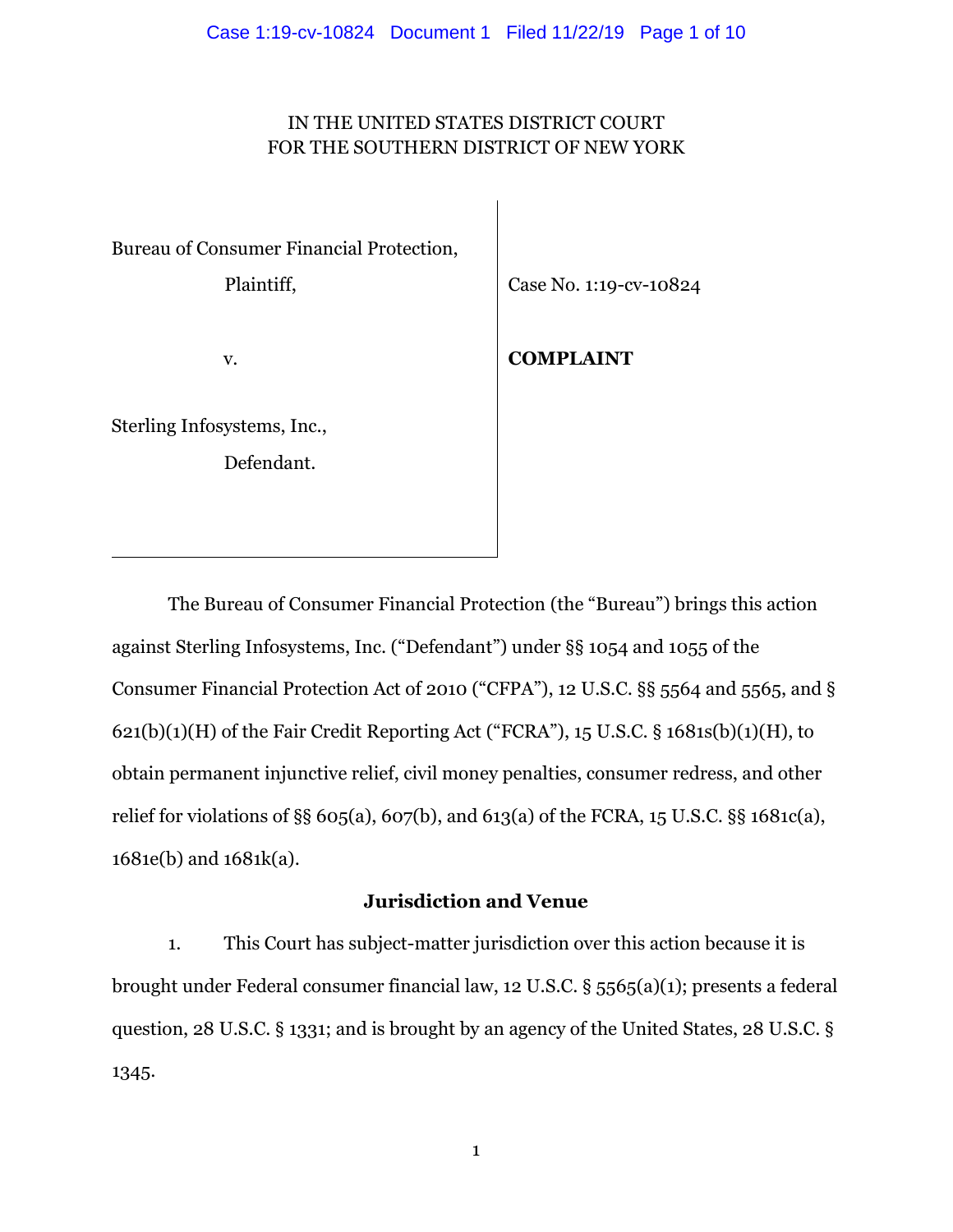IN THE UNITED STATES DISTRICT COURT
FOR THE SOUTHERN DISTRICT OF NEW YORK

| | |
|---|---|
| Bureau of Consumer Financial Protection,<br>Plaintiff, | Case No. 1:19-cv-10824 |
| v. | **COMPLAINT** |
| Sterling Infosystems, Inc.,<br>Defendant. | |

The Bureau of Consumer Financial Protection (the "Bureau") brings this action against Sterling Infosystems, Inc. ("Defendant") under §§ 1054 and 1055 of the Consumer Financial Protection Act of 2010 ("CFPA"), 12 U.S.C. §§ 5564 and 5565, and § 621(b)(1)(H) of the Fair Credit Reporting Act ("FCRA"), 15 U.S.C. § 1681s(b)(1)(H), to obtain permanent injunctive relief, civil money penalties, consumer redress, and other relief for violations of §§ 605(a), 607(b), and 613(a) of the FCRA, 15 U.S.C. §§ 1681c(a), 1681e(b) and 1681k(a).

## Jurisdiction and Venue

1. This Court has subject-matter jurisdiction over this action because it is brought under Federal consumer financial law, 12 U.S.C. § 5565(a)(1); presents a federal question, 28 U.S.C. § 1331; and is brought by an agency of the United States, 28 U.S.C. § 1345.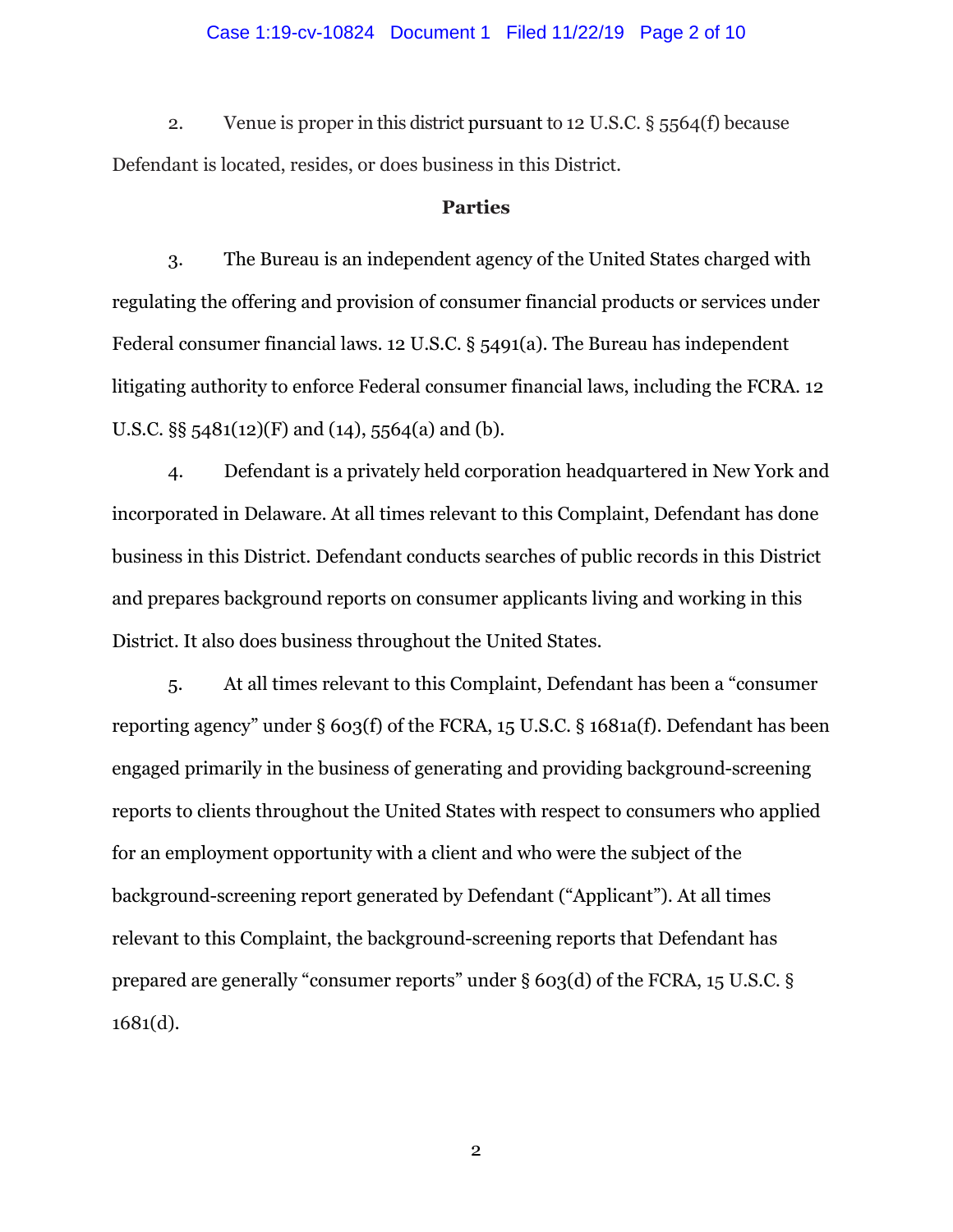2. Venue is proper in this district pursuant to 12 U.S.C. § 5564(f) because Defendant is located, resides, or does business in this District.

**Parties**

3. The Bureau is an independent agency of the United States charged with regulating the offering and provision of consumer financial products or services under Federal consumer financial laws. 12 U.S.C. § 5491(a). The Bureau has independent litigating authority to enforce Federal consumer financial laws, including the FCRA. 12 U.S.C. §§ 5481(12)(F) and (14), 5564(a) and (b).

4. Defendant is a privately held corporation headquartered in New York and incorporated in Delaware. At all times relevant to this Complaint, Defendant has done business in this District. Defendant conducts searches of public records in this District and prepares background reports on consumer applicants living and working in this District. It also does business throughout the United States.

5. At all times relevant to this Complaint, Defendant has been a "consumer reporting agency" under § 603(f) of the FCRA, 15 U.S.C. § 1681a(f). Defendant has been engaged primarily in the business of generating and providing background-screening reports to clients throughout the United States with respect to consumers who applied for an employment opportunity with a client and who were the subject of the background-screening report generated by Defendant ("Applicant"). At all times relevant to this Complaint, the background-screening reports that Defendant has prepared are generally "consumer reports" under § 603(d) of the FCRA, 15 U.S.C. § 1681(d).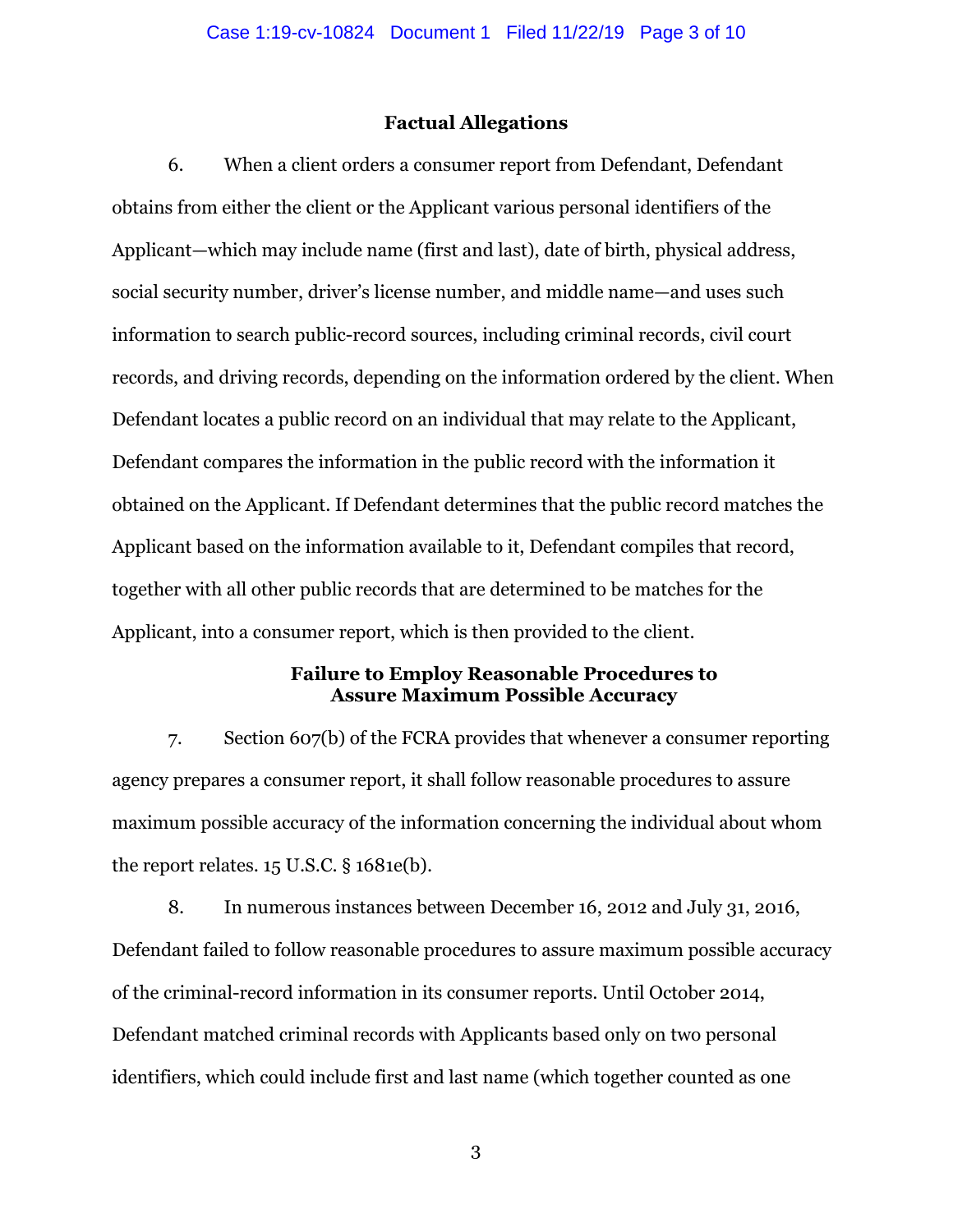## Factual Allegations

6. When a client orders a consumer report from Defendant, Defendant obtains from either the client or the Applicant various personal identifiers of the Applicant—which may include name (first and last), date of birth, physical address, social security number, driver's license number, and middle name—and uses such information to search public-record sources, including criminal records, civil court records, and driving records, depending on the information ordered by the client. When Defendant locates a public record on an individual that may relate to the Applicant, Defendant compares the information in the public record with the information it obtained on the Applicant. If Defendant determines that the public record matches the Applicant based on the information available to it, Defendant compiles that record, together with all other public records that are determined to be matches for the Applicant, into a consumer report, which is then provided to the client.

### Failure to Employ Reasonable Procedures to Assure Maximum Possible Accuracy

7. Section 607(b) of the FCRA provides that whenever a consumer reporting agency prepares a consumer report, it shall follow reasonable procedures to assure maximum possible accuracy of the information concerning the individual about whom the report relates. 15 U.S.C. § 1681e(b).

8. In numerous instances between December 16, 2012 and July 31, 2016, Defendant failed to follow reasonable procedures to assure maximum possible accuracy of the criminal-record information in its consumer reports. Until October 2014, Defendant matched criminal records with Applicants based only on two personal identifiers, which could include first and last name (which together counted as one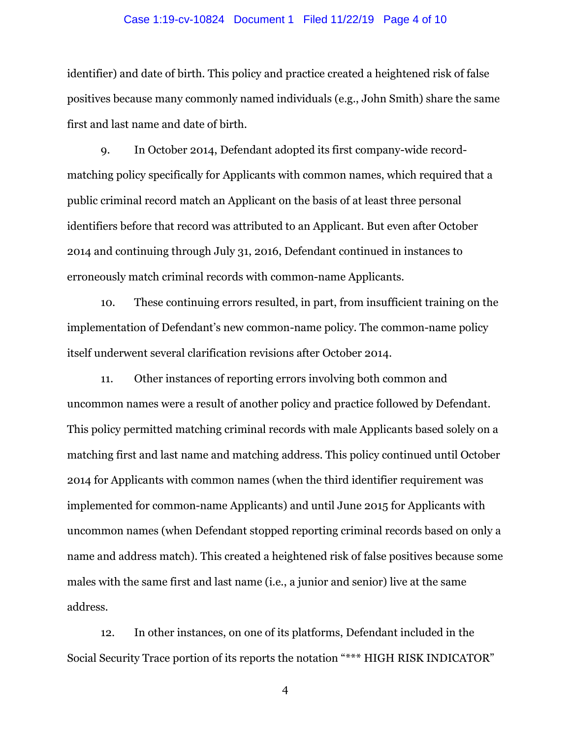identifier) and date of birth. This policy and practice created a heightened risk of false positives because many commonly named individuals (e.g., John Smith) share the same first and last name and date of birth.

9. In October 2014, Defendant adopted its first company-wide record-matching policy specifically for Applicants with common names, which required that a public criminal record match an Applicant on the basis of at least three personal identifiers before that record was attributed to an Applicant. But even after October 2014 and continuing through July 31, 2016, Defendant continued in instances to erroneously match criminal records with common-name Applicants.

10. These continuing errors resulted, in part, from insufficient training on the implementation of Defendant's new common-name policy. The common-name policy itself underwent several clarification revisions after October 2014.

11. Other instances of reporting errors involving both common and uncommon names were a result of another policy and practice followed by Defendant. This policy permitted matching criminal records with male Applicants based solely on a matching first and last name and matching address. This policy continued until October 2014 for Applicants with common names (when the third identifier requirement was implemented for common-name Applicants) and until June 2015 for Applicants with uncommon names (when Defendant stopped reporting criminal records based on only a name and address match). This created a heightened risk of false positives because some males with the same first and last name (i.e., a junior and senior) live at the same address.

12. In other instances, on one of its platforms, Defendant included in the Social Security Trace portion of its reports the notation "*** HIGH RISK INDICATOR"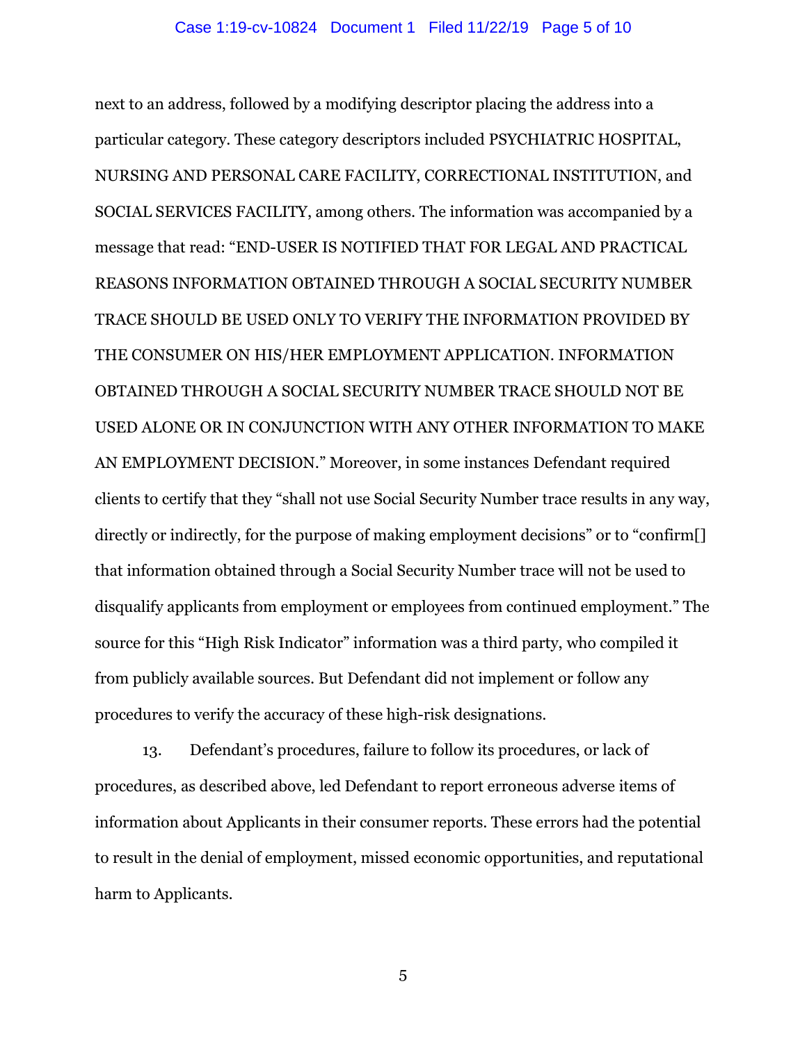next to an address, followed by a modifying descriptor placing the address into a particular category. These category descriptors included PSYCHIATRIC HOSPITAL, NURSING AND PERSONAL CARE FACILITY, CORRECTIONAL INSTITUTION, and SOCIAL SERVICES FACILITY, among others. The information was accompanied by a message that read: "END-USER IS NOTIFIED THAT FOR LEGAL AND PRACTICAL REASONS INFORMATION OBTAINED THROUGH A SOCIAL SECURITY NUMBER TRACE SHOULD BE USED ONLY TO VERIFY THE INFORMATION PROVIDED BY THE CONSUMER ON HIS/HER EMPLOYMENT APPLICATION. INFORMATION OBTAINED THROUGH A SOCIAL SECURITY NUMBER TRACE SHOULD NOT BE USED ALONE OR IN CONJUNCTION WITH ANY OTHER INFORMATION TO MAKE AN EMPLOYMENT DECISION." Moreover, in some instances Defendant required clients to certify that they "shall not use Social Security Number trace results in any way, directly or indirectly, for the purpose of making employment decisions" or to "confirm[] that information obtained through a Social Security Number trace will not be used to disqualify applicants from employment or employees from continued employment." The source for this "High Risk Indicator" information was a third party, who compiled it from publicly available sources. But Defendant did not implement or follow any procedures to verify the accuracy of these high-risk designations.

13. Defendant's procedures, failure to follow its procedures, or lack of procedures, as described above, led Defendant to report erroneous adverse items of information about Applicants in their consumer reports. These errors had the potential to result in the denial of employment, missed economic opportunities, and reputational harm to Applicants.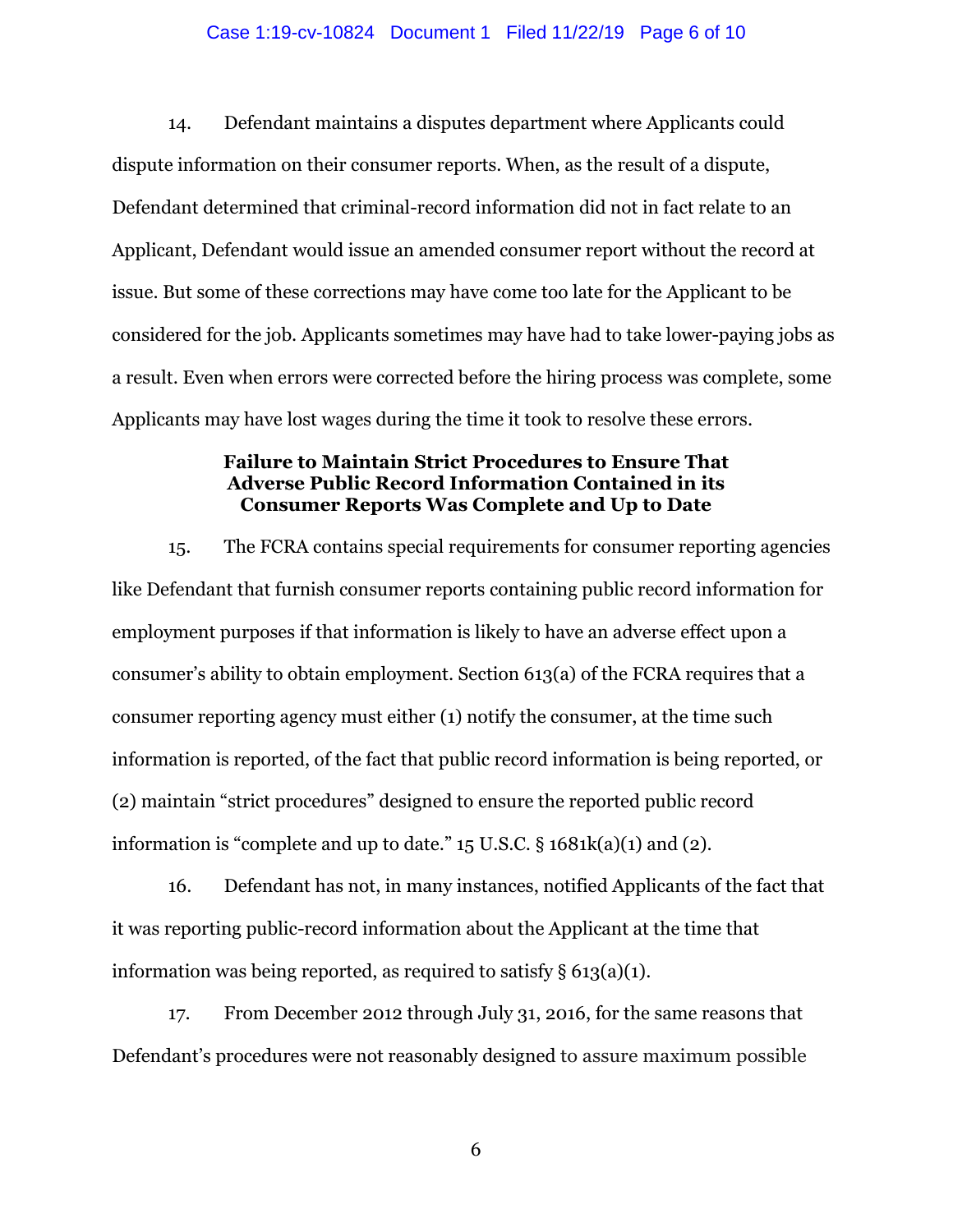14. Defendant maintains a disputes department where Applicants could dispute information on their consumer reports. When, as the result of a dispute, Defendant determined that criminal-record information did not in fact relate to an Applicant, Defendant would issue an amended consumer report without the record at issue. But some of these corrections may have come too late for the Applicant to be considered for the job. Applicants sometimes may have had to take lower-paying jobs as a result. Even when errors were corrected before the hiring process was complete, some Applicants may have lost wages during the time it took to resolve these errors.

**Failure to Maintain Strict Procedures to Ensure That Adverse Public Record Information Contained in its Consumer Reports Was Complete and Up to Date**

15. The FCRA contains special requirements for consumer reporting agencies like Defendant that furnish consumer reports containing public record information for employment purposes if that information is likely to have an adverse effect upon a consumer's ability to obtain employment. Section 613(a) of the FCRA requires that a consumer reporting agency must either (1) notify the consumer, at the time such information is reported, of the fact that public record information is being reported, or (2) maintain "strict procedures" designed to ensure the reported public record information is "complete and up to date." 15 U.S.C. § 1681k(a)(1) and (2).

16. Defendant has not, in many instances, notified Applicants of the fact that it was reporting public-record information about the Applicant at the time that information was being reported, as required to satisfy § 613(a)(1).

17. From December 2012 through July 31, 2016, for the same reasons that Defendant's procedures were not reasonably designed to assure maximum possible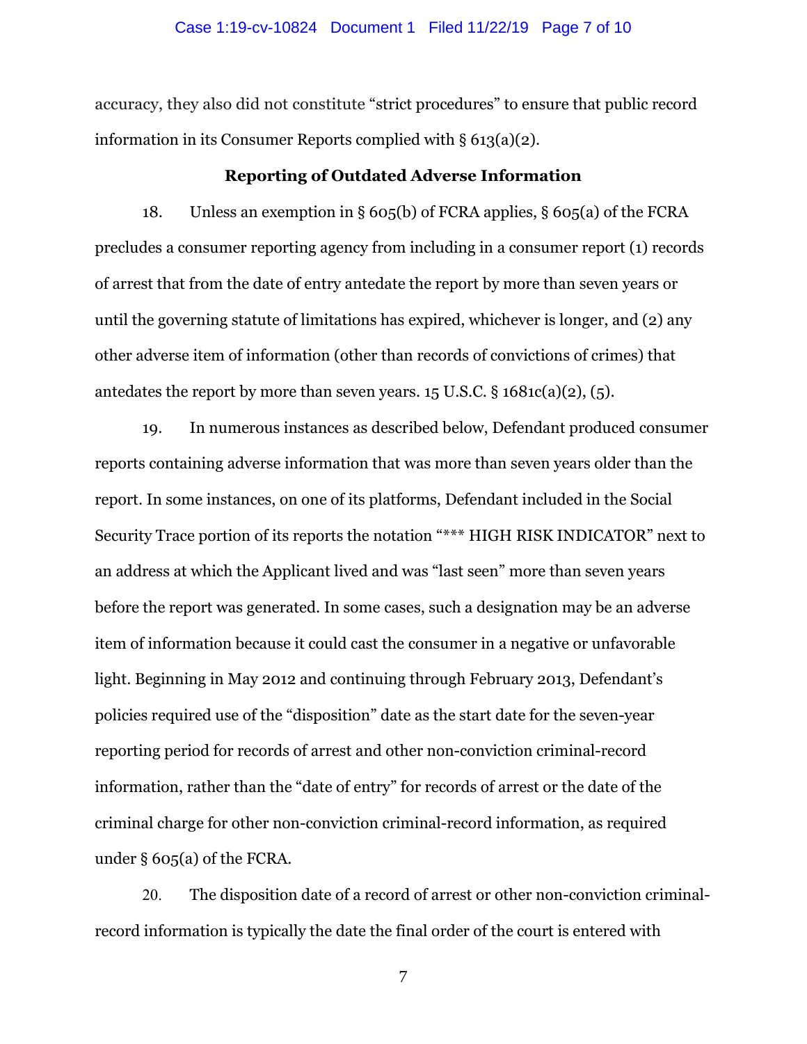accuracy, they also did not constitute "strict procedures" to ensure that public record information in its Consumer Reports complied with § 613(a)(2).

**Reporting of Outdated Adverse Information**

18. Unless an exemption in § 605(b) of FCRA applies, § 605(a) of the FCRA precludes a consumer reporting agency from including in a consumer report (1) records of arrest that from the date of entry antedate the report by more than seven years or until the governing statute of limitations has expired, whichever is longer, and (2) any other adverse item of information (other than records of convictions of crimes) that antedates the report by more than seven years. 15 U.S.C. § 1681c(a)(2), (5).

19. In numerous instances as described below, Defendant produced consumer reports containing adverse information that was more than seven years older than the report. In some instances, on one of its platforms, Defendant included in the Social Security Trace portion of its reports the notation "*** HIGH RISK INDICATOR" next to an address at which the Applicant lived and was "last seen" more than seven years before the report was generated. In some cases, such a designation may be an adverse item of information because it could cast the consumer in a negative or unfavorable light. Beginning in May 2012 and continuing through February 2013, Defendant's policies required use of the "disposition" date as the start date for the seven-year reporting period for records of arrest and other non-conviction criminal-record information, rather than the "date of entry" for records of arrest or the date of the criminal charge for other non-conviction criminal-record information, as required under § 605(a) of the FCRA.

20. The disposition date of a record of arrest or other non-conviction criminal-record information is typically the date the final order of the court is entered with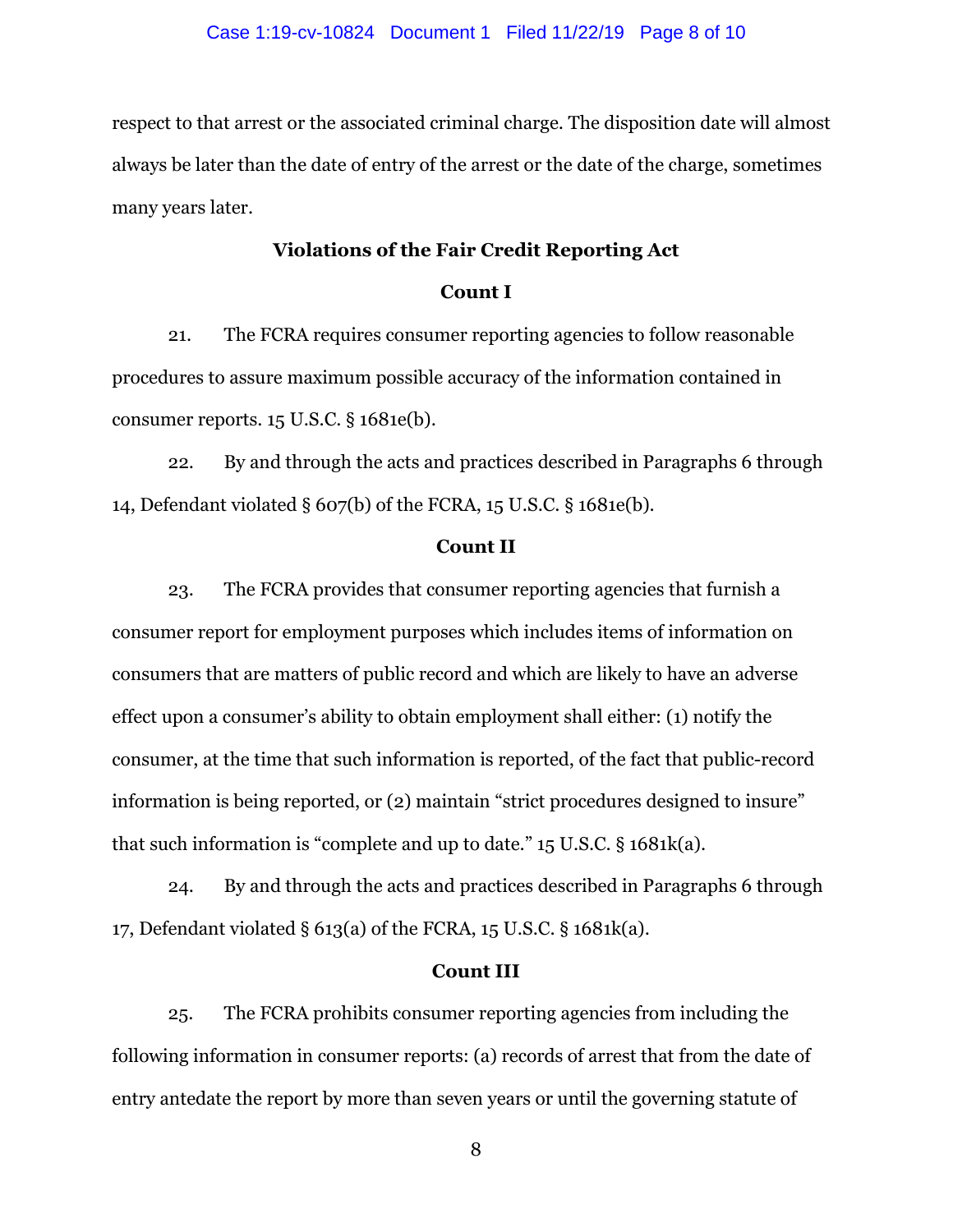respect to that arrest or the associated criminal charge. The disposition date will almost always be later than the date of entry of the arrest or the date of the charge, sometimes many years later.

## Violations of the Fair Credit Reporting Act

### Count I

21. The FCRA requires consumer reporting agencies to follow reasonable procedures to assure maximum possible accuracy of the information contained in consumer reports. 15 U.S.C. § 1681e(b).

22. By and through the acts and practices described in Paragraphs 6 through 14, Defendant violated § 607(b) of the FCRA, 15 U.S.C. § 1681e(b).

### Count II

23. The FCRA provides that consumer reporting agencies that furnish a consumer report for employment purposes which includes items of information on consumers that are matters of public record and which are likely to have an adverse effect upon a consumer's ability to obtain employment shall either: (1) notify the consumer, at the time that such information is reported, of the fact that public-record information is being reported, or (2) maintain "strict procedures designed to insure" that such information is "complete and up to date." 15 U.S.C. § 1681k(a).

24. By and through the acts and practices described in Paragraphs 6 through 17, Defendant violated § 613(a) of the FCRA, 15 U.S.C. § 1681k(a).

### Count III

25. The FCRA prohibits consumer reporting agencies from including the following information in consumer reports: (a) records of arrest that from the date of entry antedate the report by more than seven years or until the governing statute of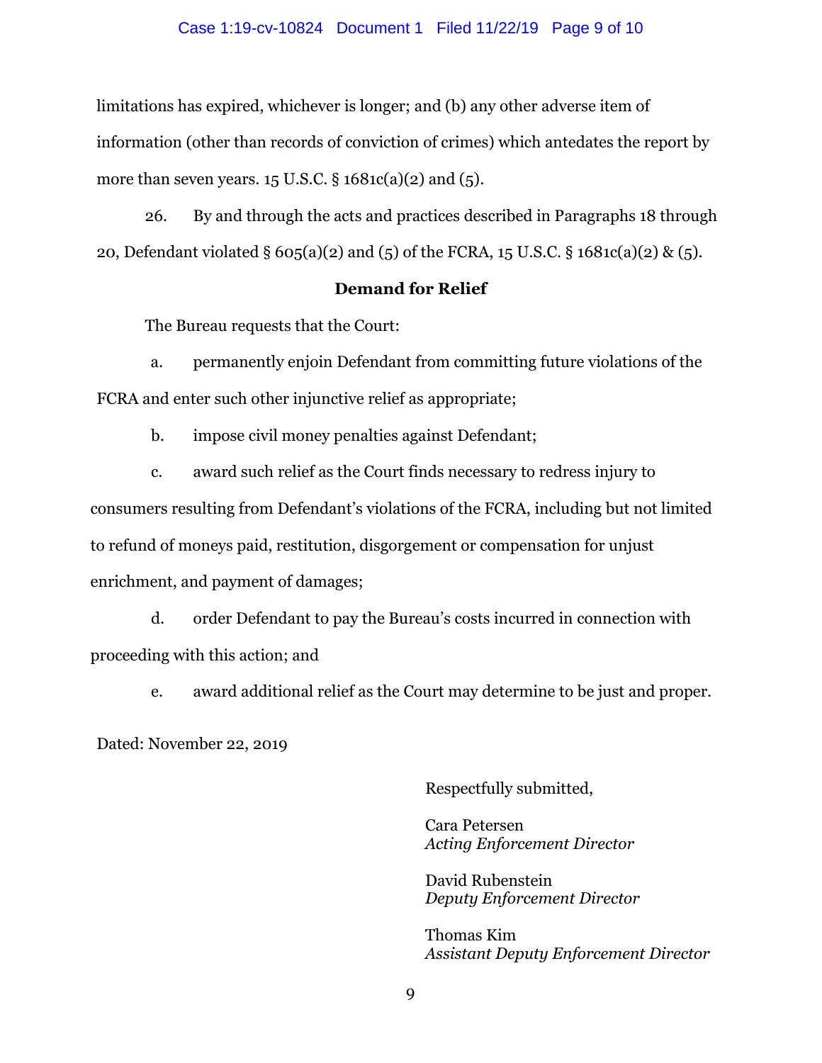limitations has expired, whichever is longer; and (b) any other adverse item of information (other than records of conviction of crimes) which antedates the report by more than seven years. 15 U.S.C. § 1681c(a)(2) and (5).

26. By and through the acts and practices described in Paragraphs 18 through 20, Defendant violated § 605(a)(2) and (5) of the FCRA, 15 U.S.C. § 1681c(a)(2) & (5).

**Demand for Relief**

The Bureau requests that the Court:

a. permanently enjoin Defendant from committing future violations of the FCRA and enter such other injunctive relief as appropriate;

b. impose civil money penalties against Defendant;

c. award such relief as the Court finds necessary to redress injury to consumers resulting from Defendant's violations of the FCRA, including but not limited to refund of moneys paid, restitution, disgorgement or compensation for unjust enrichment, and payment of damages;

d. order Defendant to pay the Bureau's costs incurred in connection with proceeding with this action; and

e. award additional relief as the Court may determine to be just and proper.

Dated: November 22, 2019

Respectfully submitted,

Cara Petersen
*Acting Enforcement Director*

David Rubenstein
*Deputy Enforcement Director*

Thomas Kim
*Assistant Deputy Enforcement Director*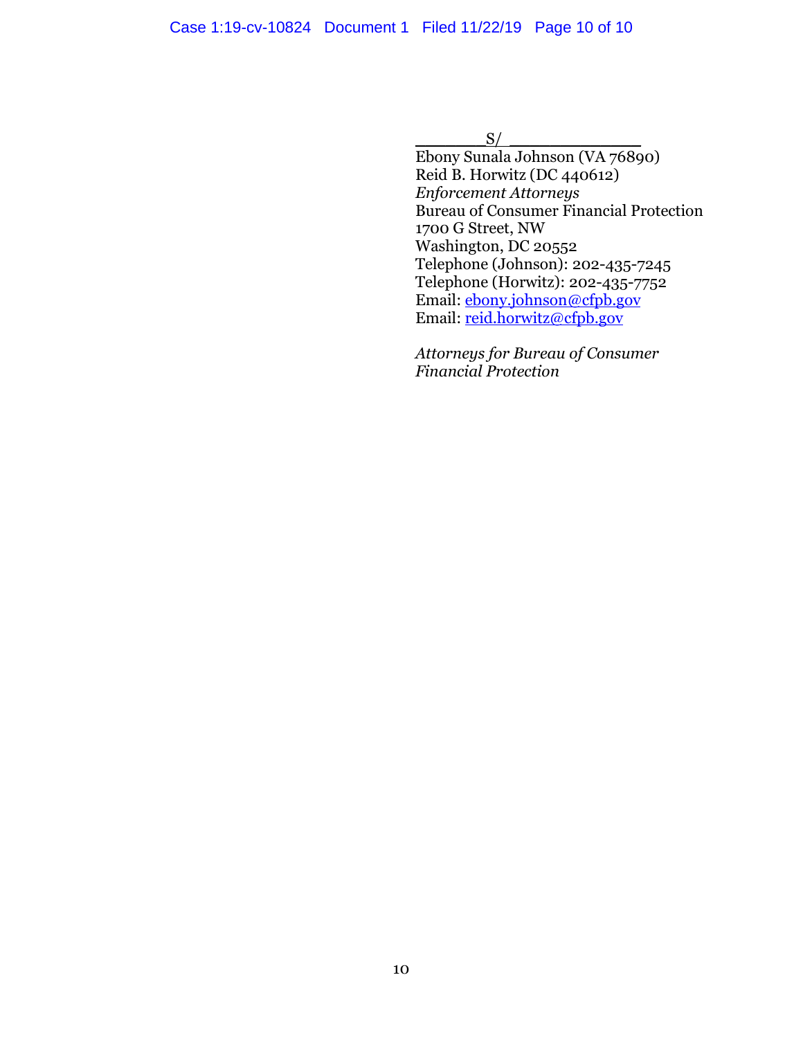\_\_\_\_\_\_\_\_S/ \_\_\_\_\_\_\_\_\_\_\_\_\_\_

Ebony Sunala Johnson (VA 76890)
Reid B. Horwitz (DC 440612)
*Enforcement Attorneys*
Bureau of Consumer Financial Protection
1700 G Street, NW
Washington, DC 20552
Telephone (Johnson): 202-435-7245
Telephone (Horwitz): 202-435-7752
Email: ebony.johnson@cfpb.gov
Email: reid.horwitz@cfpb.gov

*Attorneys for Bureau of Consumer Financial Protection*